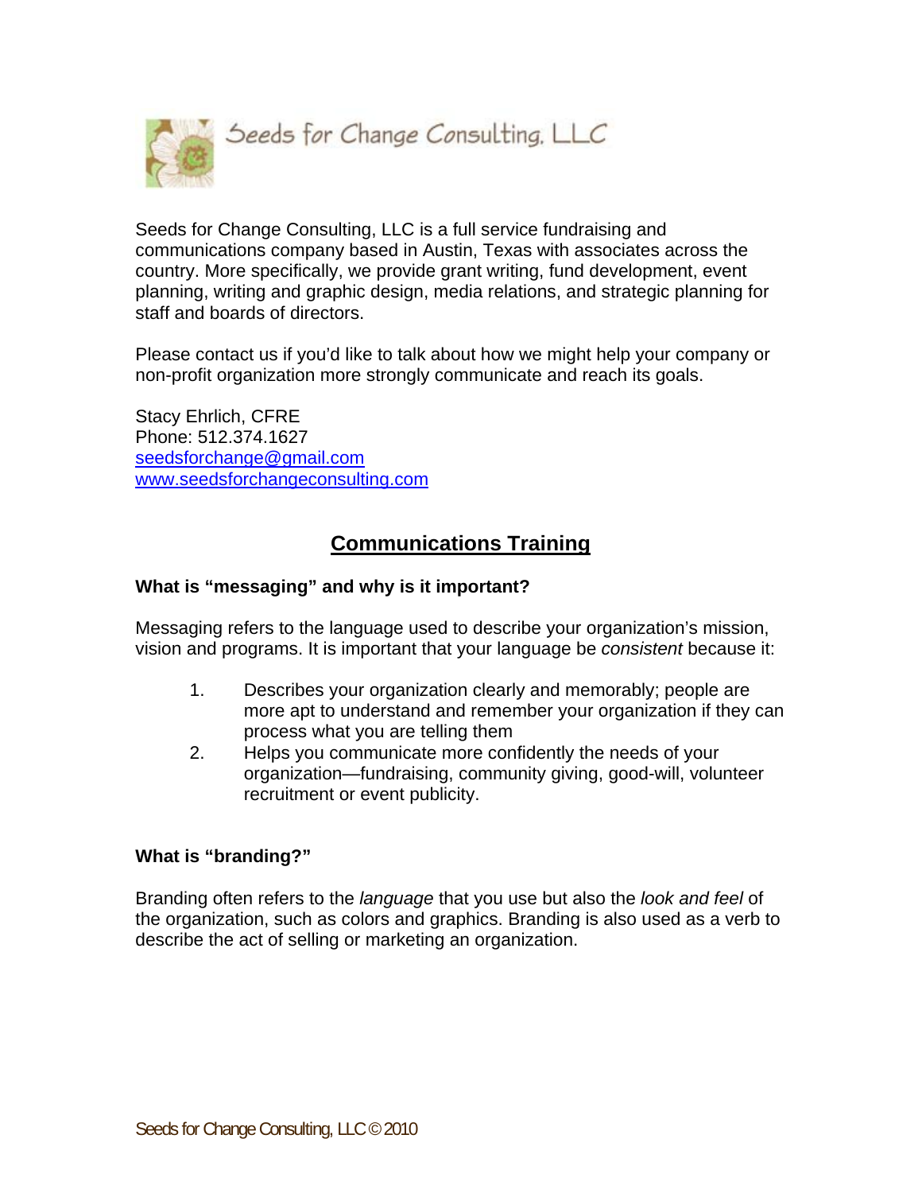Seeds for Change Consulting, LLC

Seeds for Change Consulting, LLC is a full service fundraising and communications company based in Austin, Texas with associates across the country. More specifically, we provide grant writing, fund development, event planning, writing and graphic design, media relations, and strategic planning for staff and boards of directors.

Please contact us if you'd like to talk about how we might help your company or non-profit organization more strongly communicate and reach its goals.

Stacy Ehrlich, CFRE
Phone: 512.374.1627
seedsforchange@gmail.com
www.seedsforchangeconsulting.com

## Communications Training

### What is "messaging" and why is it important?

Messaging refers to the language used to describe your organization's mission, vision and programs. It is important that your language be *consistent* because it:

1. Describes your organization clearly and memorably; people are more apt to understand and remember your organization if they can process what you are telling them
2. Helps you communicate more confidently the needs of your organization—fundraising, community giving, good-will, volunteer recruitment or event publicity.

### What is "branding?"

Branding often refers to the *language* that you use but also the *look and feel* of the organization, such as colors and graphics. Branding is also used as a verb to describe the act of selling or marketing an organization.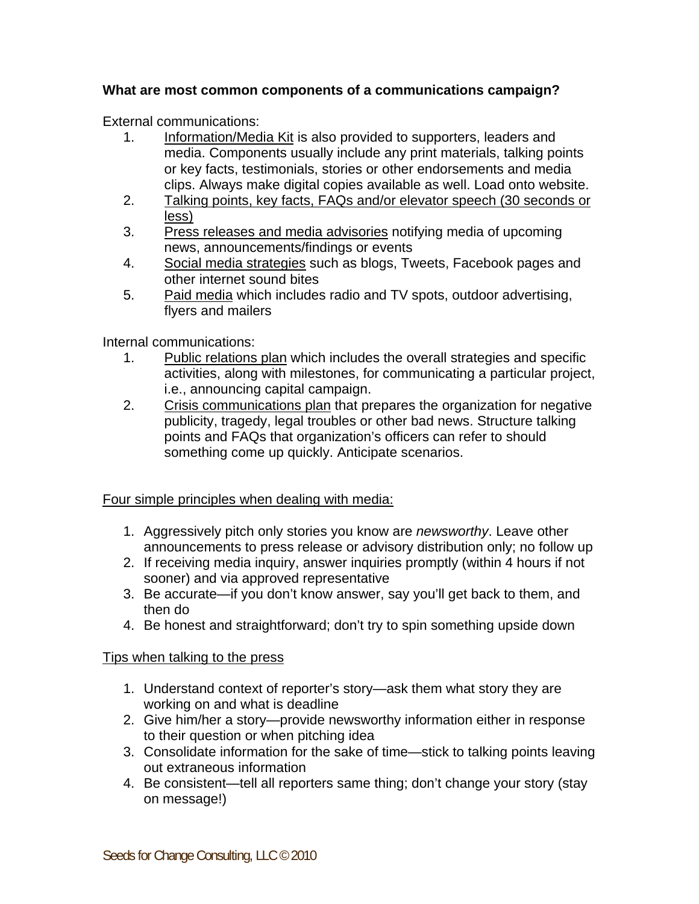**What are most common components of a communications campaign?**

External communications:

1. Information/Media Kit is also provided to supporters, leaders and media. Components usually include any print materials, talking points or key facts, testimonials, stories or other endorsements and media clips. Always make digital copies available as well. Load onto website.
2. Talking points, key facts, FAQs and/or elevator speech (30 seconds or less)
3. Press releases and media advisories notifying media of upcoming news, announcements/findings or events
4. Social media strategies such as blogs, Tweets, Facebook pages and other internet sound bites
5. Paid media which includes radio and TV spots, outdoor advertising, flyers and mailers

Internal communications:

1. Public relations plan which includes the overall strategies and specific activities, along with milestones, for communicating a particular project, i.e., announcing capital campaign.
2. Crisis communications plan that prepares the organization for negative publicity, tragedy, legal troubles or other bad news. Structure talking points and FAQs that organization's officers can refer to should something come up quickly. Anticipate scenarios.

Four simple principles when dealing with media:

1. Aggressively pitch only stories you know are *newsworthy*. Leave other announcements to press release or advisory distribution only; no follow up
2. If receiving media inquiry, answer inquiries promptly (within 4 hours if not sooner) and via approved representative
3. Be accurate—if you don't know answer, say you'll get back to them, and then do
4. Be honest and straightforward; don't try to spin something upside down

Tips when talking to the press

1. Understand context of reporter's story—ask them what story they are working on and what is deadline
2. Give him/her a story—provide newsworthy information either in response to their question or when pitching idea
3. Consolidate information for the sake of time—stick to talking points leaving out extraneous information
4. Be consistent—tell all reporters same thing; don't change your story (stay on message!)

Seeds for Change Consulting, LLC © 2010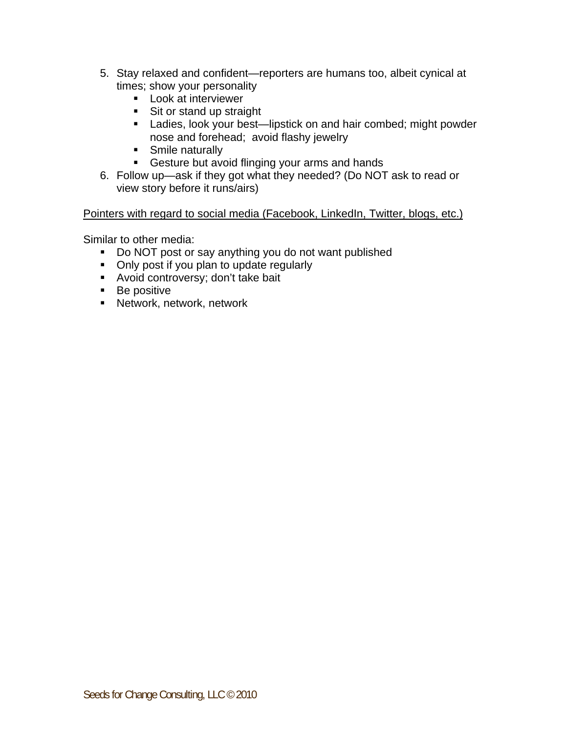5. Stay relaxed and confident—reporters are humans too, albeit cynical at times; show your personality
    - Look at interviewer
    - Sit or stand up straight
    - Ladies, look your best—lipstick on and hair combed; might powder nose and forehead; avoid flashy jewelry
    - Smile naturally
    - Gesture but avoid flinging your arms and hands
6. Follow up—ask if they got what they needed? (Do NOT ask to read or view story before it runs/airs)

<u>Pointers with regard to social media (Facebook, LinkedIn, Twitter, blogs, etc.)</u>

Similar to other media:

- Do NOT post or say anything you do not want published
- Only post if you plan to update regularly
- Avoid controversy; don't take bait
- Be positive
- Network, network, network